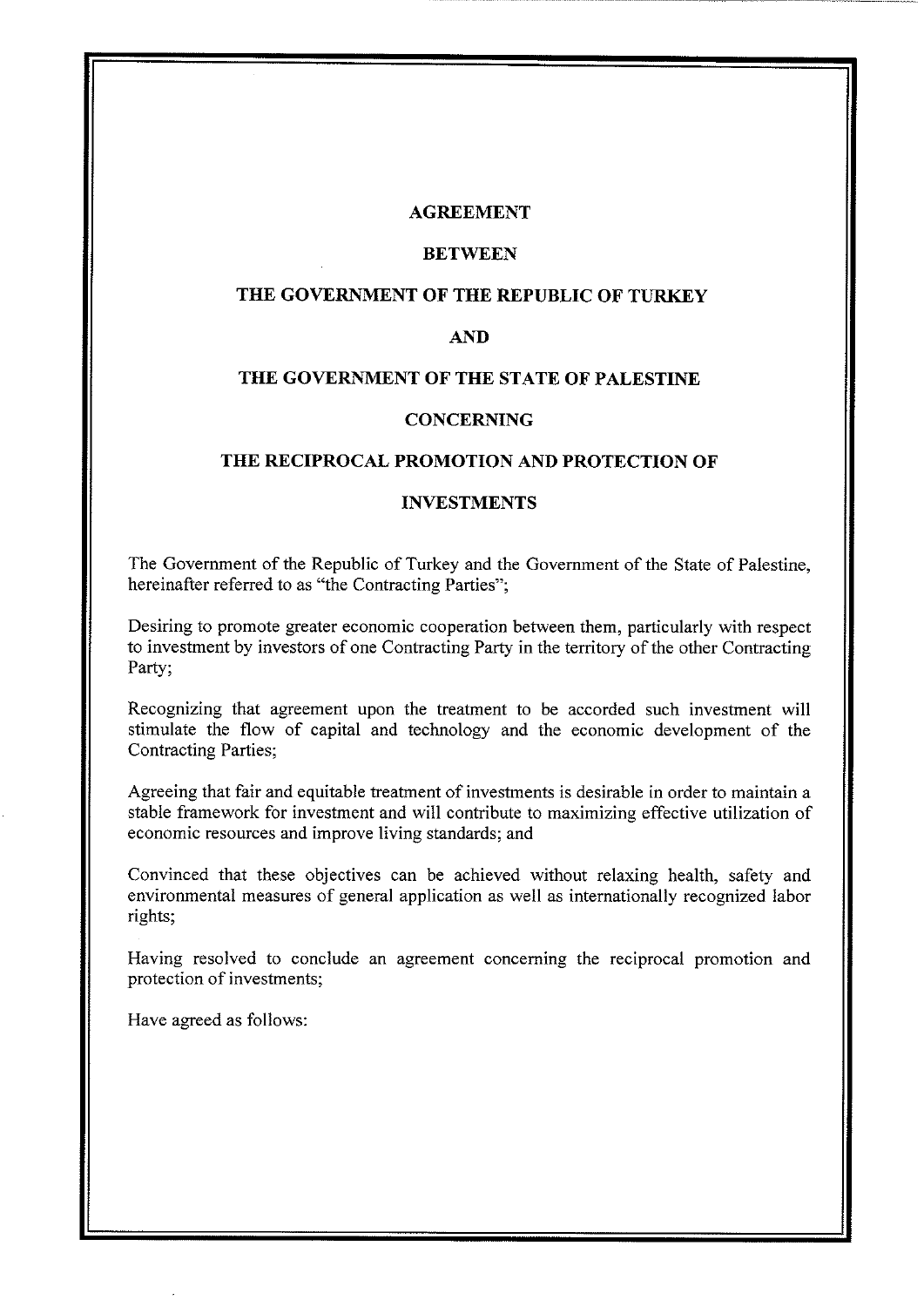# AGREEMENT

# BETWEEN

# THE GOVERNMENT OF THE REPUBLIC OF TURKEY

# AND

# THE GOVERNMENT OF THE STATE OF PALESTINE

# CONCERNING

# THE RECIPROCAL PROMOTION AND PROTECTION OF

# INVESTMENTS

The Government of the Republic of Turkey and the Government of the State of Palestine, hereinafter referred to as "the Contracting Parties";

Desiring to promote greater economic cooperation between them, particularly with respect to investment by investors of one Contracting Party in the territory of the other Contracting Party;

Recognizing that agreement upon the treatment to be accorded such investment will stimulate the flow of capital and technology and the economic development of the Contracting Parties;

Agreeing that fair and equitable treatment of investments is desirable in order to maintain a stable framework for investment and will contribute to maximizing effective utilization of economic resources and improve living standards; and

Convinced that these objectives can be achieved without relaxing health, safety and environmental measures of general application as well as internationally recognized labor rights;

Having resolved to conclude an agreement concerning the reciprocal promotion and protection of investments;

Have agreed as follows: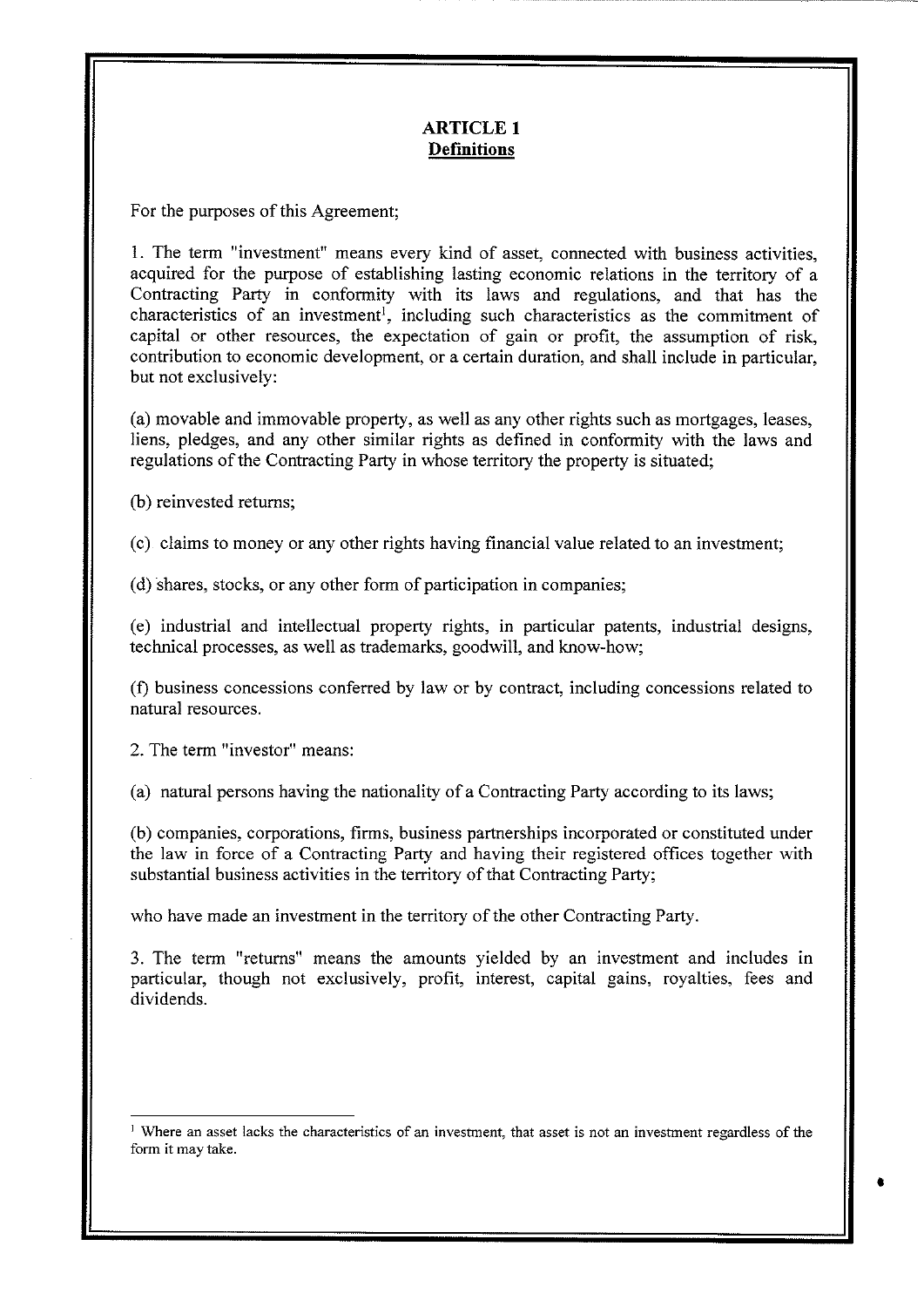## ARTICLE 1
## Definitions

For the purposes of this Agreement;

1. The term "investment" means every kind of asset, connected with business activities, acquired for the purpose of establishing lasting economic relations in the territory of a Contracting Party in conformity with its laws and regulations, and that has the characteristics of an investment[1], including such characteristics as the commitment of capital or other resources, the expectation of gain or profit, the assumption of risk, contribution to economic development, or a certain duration, and shall include in particular, but not exclusively:

(a) movable and immovable property, as well as any other rights such as mortgages, leases, liens, pledges, and any other similar rights as defined in conformity with the laws and regulations of the Contracting Party in whose territory the property is situated;

(b) reinvested returns;

(c) claims to money or any other rights having financial value related to an investment;

(d) shares, stocks, or any other form of participation in companies;

(e) industrial and intellectual property rights, in particular patents, industrial designs, technical processes, as well as trademarks, goodwill, and know-how;

(f) business concessions conferred by law or by contract, including concessions related to natural resources.

2. The term "investor" means:

(a) natural persons having the nationality of a Contracting Party according to its laws;

(b) companies, corporations, firms, business partnerships incorporated or constituted under the law in force of a Contracting Party and having their registered offices together with substantial business activities in the territory of that Contracting Party;

who have made an investment in the territory of the other Contracting Party.

3. The term "returns" means the amounts yielded by an investment and includes in particular, though not exclusively, profit, interest, capital gains, royalties, fees and dividends.

---

[1] Where an asset lacks the characteristics of an investment, that asset is not an investment regardless of the form it may take.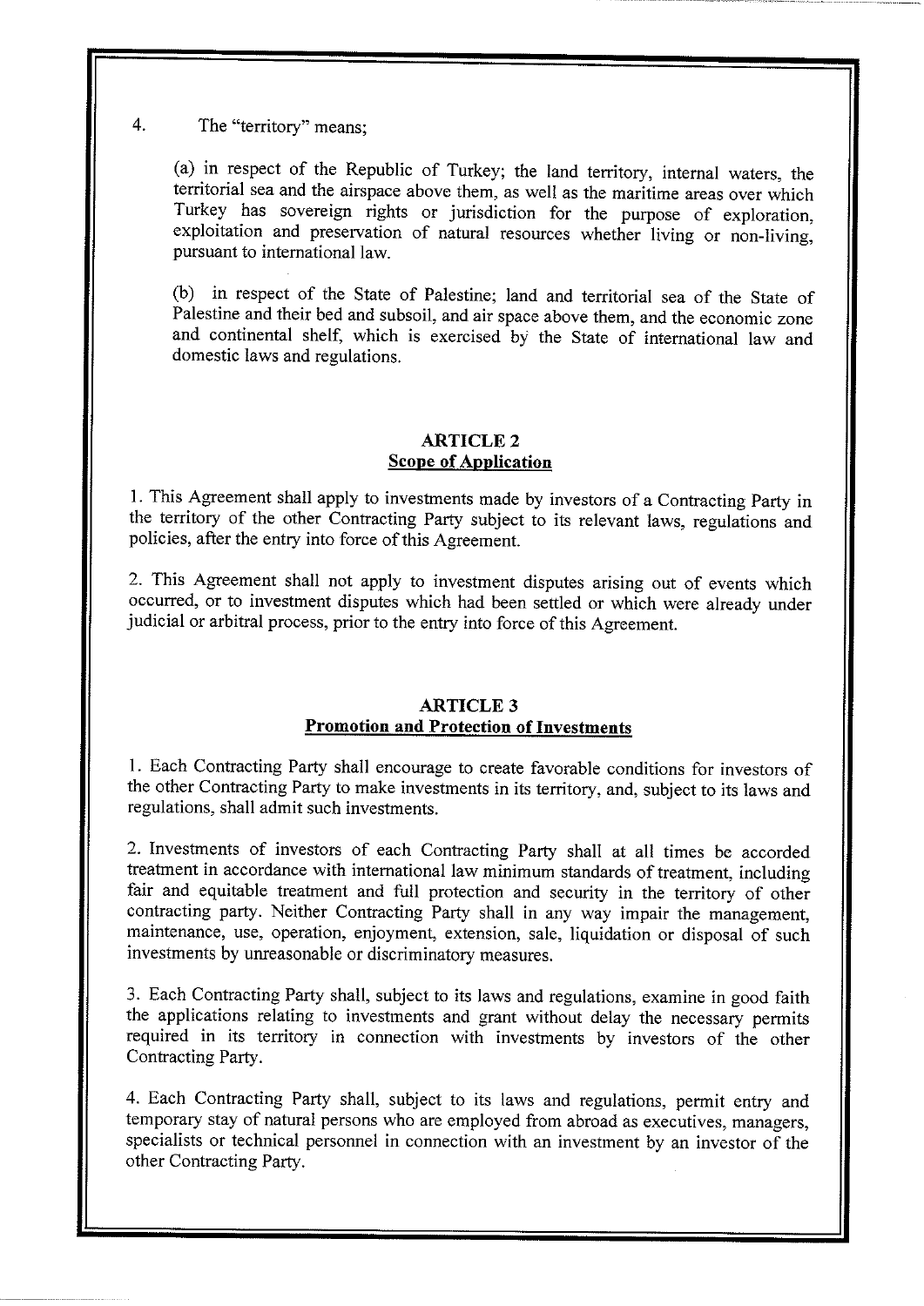4. The "territory" means;

(a) in respect of the Republic of Turkey; the land territory, internal waters, the territorial sea and the airspace above them, as well as the maritime areas over which Turkey has sovereign rights or jurisdiction for the purpose of exploration, exploitation and preservation of natural resources whether living or non-living, pursuant to international law.

(b) in respect of the State of Palestine; land and territorial sea of the State of Palestine and their bed and subsoil, and air space above them, and the economic zone and continental shelf, which is exercised by the State of international law and domestic laws and regulations.

## ARTICLE 2
## Scope of Application

1. This Agreement shall apply to investments made by investors of a Contracting Party in the territory of the other Contracting Party subject to its relevant laws, regulations and policies, after the entry into force of this Agreement.

2. This Agreement shall not apply to investment disputes arising out of events which occurred, or to investment disputes which had been settled or which were already under judicial or arbitral process, prior to the entry into force of this Agreement.

## ARTICLE 3
## Promotion and Protection of Investments

1. Each Contracting Party shall encourage to create favorable conditions for investors of the other Contracting Party to make investments in its territory, and, subject to its laws and regulations, shall admit such investments.

2. Investments of investors of each Contracting Party shall at all times be accorded treatment in accordance with international law minimum standards of treatment, including fair and equitable treatment and full protection and security in the territory of other contracting party. Neither Contracting Party shall in any way impair the management, maintenance, use, operation, enjoyment, extension, sale, liquidation or disposal of such investments by unreasonable or discriminatory measures.

3. Each Contracting Party shall, subject to its laws and regulations, examine in good faith the applications relating to investments and grant without delay the necessary permits required in its territory in connection with investments by investors of the other Contracting Party.

4. Each Contracting Party shall, subject to its laws and regulations, permit entry and temporary stay of natural persons who are employed from abroad as executives, managers, specialists or technical personnel in connection with an investment by an investor of the other Contracting Party.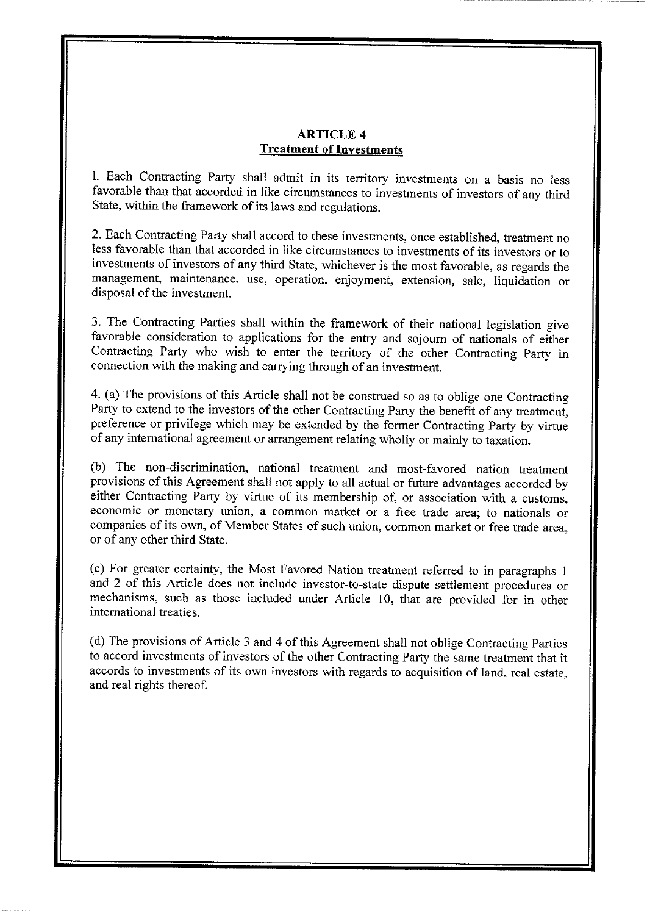## ARTICLE 4
## Treatment of Investments

1. Each Contracting Party shall admit in its territory investments on a basis no less favorable than that accorded in like circumstances to investments of investors of any third State, within the framework of its laws and regulations.

2. Each Contracting Party shall accord to these investments, once established, treatment no less favorable than that accorded in like circumstances to investments of its investors or to investments of investors of any third State, whichever is the most favorable, as regards the management, maintenance, use, operation, enjoyment, extension, sale, liquidation or disposal of the investment.

3. The Contracting Parties shall within the framework of their national legislation give favorable consideration to applications for the entry and sojourn of nationals of either Contracting Party who wish to enter the territory of the other Contracting Party in connection with the making and carrying through of an investment.

4. (a) The provisions of this Article shall not be construed so as to oblige one Contracting Party to extend to the investors of the other Contracting Party the benefit of any treatment, preference or privilege which may be extended by the former Contracting Party by virtue of any international agreement or arrangement relating wholly or mainly to taxation.

(b) The non-discrimination, national treatment and most-favored nation treatment provisions of this Agreement shall not apply to all actual or future advantages accorded by either Contracting Party by virtue of its membership of, or association with a customs, economic or monetary union, a common market or a free trade area; to nationals or companies of its own, of Member States of such union, common market or free trade area, or of any other third State.

(c) For greater certainty, the Most Favored Nation treatment referred to in paragraphs 1 and 2 of this Article does not include investor-to-state dispute settlement procedures or mechanisms, such as those included under Article 10, that are provided for in other international treaties.

(d) The provisions of Article 3 and 4 of this Agreement shall not oblige Contracting Parties to accord investments of investors of the other Contracting Party the same treatment that it accords to investments of its own investors with regards to acquisition of land, real estate, and real rights thereof.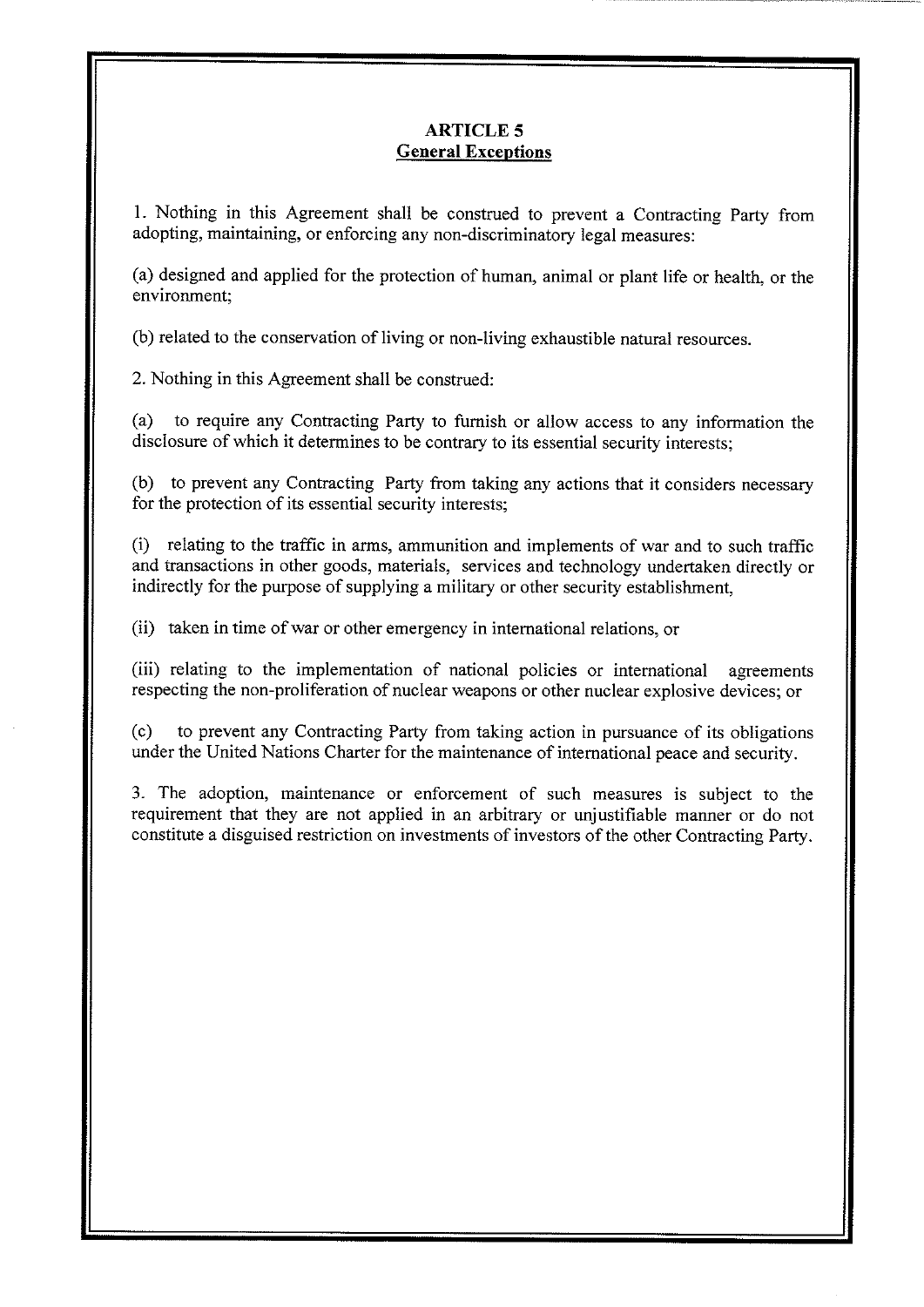## ARTICLE 5
## General Exceptions

1. Nothing in this Agreement shall be construed to prevent a Contracting Party from adopting, maintaining, or enforcing any non-discriminatory legal measures:

(a) designed and applied for the protection of human, animal or plant life or health, or the environment;

(b) related to the conservation of living or non-living exhaustible natural resources.

2. Nothing in this Agreement shall be construed:

(a) to require any Contracting Party to furnish or allow access to any information the disclosure of which it determines to be contrary to its essential security interests;

(b) to prevent any Contracting Party from taking any actions that it considers necessary for the protection of its essential security interests;

(i) relating to the traffic in arms, ammunition and implements of war and to such traffic and transactions in other goods, materials, services and technology undertaken directly or indirectly for the purpose of supplying a military or other security establishment,

(ii) taken in time of war or other emergency in international relations, or

(iii) relating to the implementation of national policies or international agreements respecting the non-proliferation of nuclear weapons or other nuclear explosive devices; or

(c) to prevent any Contracting Party from taking action in pursuance of its obligations under the United Nations Charter for the maintenance of international peace and security.

3. The adoption, maintenance or enforcement of such measures is subject to the requirement that they are not applied in an arbitrary or unjustifiable manner or do not constitute a disguised restriction on investments of investors of the other Contracting Party.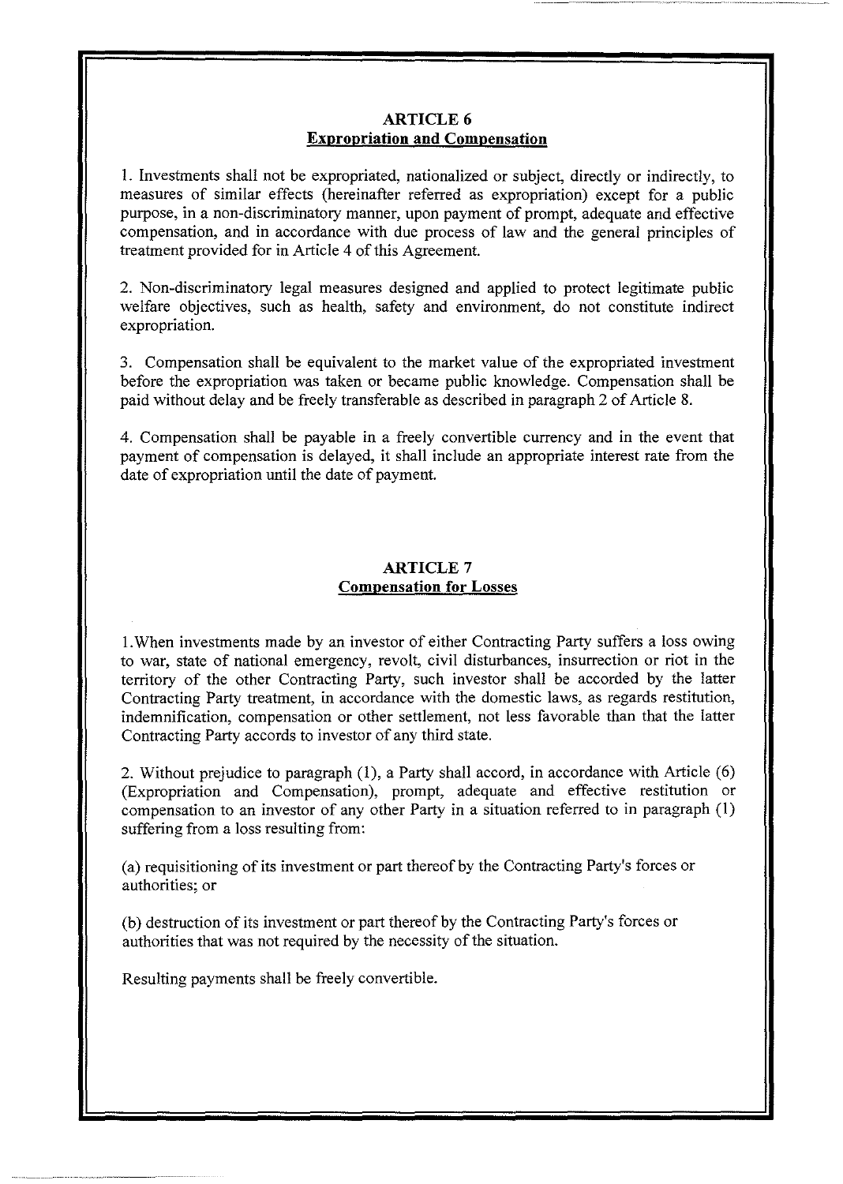## ARTICLE 6
## Expropriation and Compensation

1. Investments shall not be expropriated, nationalized or subject, directly or indirectly, to measures of similar effects (hereinafter referred as expropriation) except for a public purpose, in a non-discriminatory manner, upon payment of prompt, adequate and effective compensation, and in accordance with due process of law and the general principles of treatment provided for in Article 4 of this Agreement.

2. Non-discriminatory legal measures designed and applied to protect legitimate public welfare objectives, such as health, safety and environment, do not constitute indirect expropriation.

3. Compensation shall be equivalent to the market value of the expropriated investment before the expropriation was taken or became public knowledge. Compensation shall be paid without delay and be freely transferable as described in paragraph 2 of Article 8.

4. Compensation shall be payable in a freely convertible currency and in the event that payment of compensation is delayed, it shall include an appropriate interest rate from the date of expropriation until the date of payment.

## ARTICLE 7
## Compensation for Losses

1. When investments made by an investor of either Contracting Party suffers a loss owing to war, state of national emergency, revolt, civil disturbances, insurrection or riot in the territory of the other Contracting Party, such investor shall be accorded by the latter Contracting Party treatment, in accordance with the domestic laws, as regards restitution, indemnification, compensation or other settlement, not less favorable than that the latter Contracting Party accords to investor of any third state.

2. Without prejudice to paragraph (1), a Party shall accord, in accordance with Article (6) (Expropriation and Compensation), prompt, adequate and effective restitution or compensation to an investor of any other Party in a situation referred to in paragraph (1) suffering from a loss resulting from:

(a) requisitioning of its investment or part thereof by the Contracting Party's forces or authorities; or

(b) destruction of its investment or part thereof by the Contracting Party's forces or authorities that was not required by the necessity of the situation.

Resulting payments shall be freely convertible.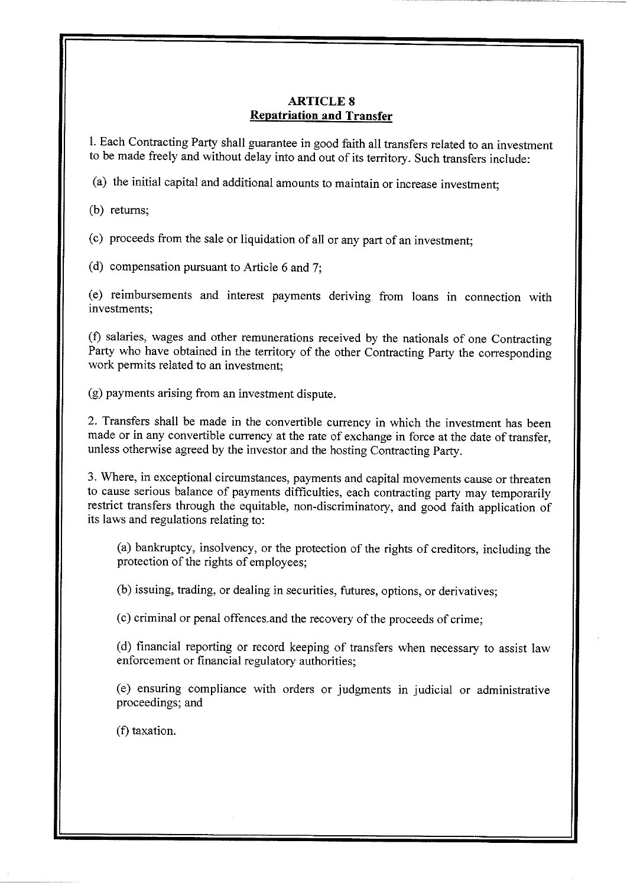## ARTICLE 8
## Repatriation and Transfer

1. Each Contracting Party shall guarantee in good faith all transfers related to an investment to be made freely and without delay into and out of its territory. Such transfers include:

(a) the initial capital and additional amounts to maintain or increase investment;

(b) returns;

(c) proceeds from the sale or liquidation of all or any part of an investment;

(d) compensation pursuant to Article 6 and 7;

(e) reimbursements and interest payments deriving from loans in connection with investments;

(f) salaries, wages and other remunerations received by the nationals of one Contracting Party who have obtained in the territory of the other Contracting Party the corresponding work permits related to an investment;

(g) payments arising from an investment dispute.

2. Transfers shall be made in the convertible currency in which the investment has been made or in any convertible currency at the rate of exchange in force at the date of transfer, unless otherwise agreed by the investor and the hosting Contracting Party.

3. Where, in exceptional circumstances, payments and capital movements cause or threaten to cause serious balance of payments difficulties, each contracting party may temporarily restrict transfers through the equitable, non-discriminatory, and good faith application of its laws and regulations relating to:

(a) bankruptcy, insolvency, or the protection of the rights of creditors, including the protection of the rights of employees;

(b) issuing, trading, or dealing in securities, futures, options, or derivatives;

(c) criminal or penal offences.and the recovery of the proceeds of crime;

(d) financial reporting or record keeping of transfers when necessary to assist law enforcement or financial regulatory authorities;

(e) ensuring compliance with orders or judgments in judicial or administrative proceedings; and

(f) taxation.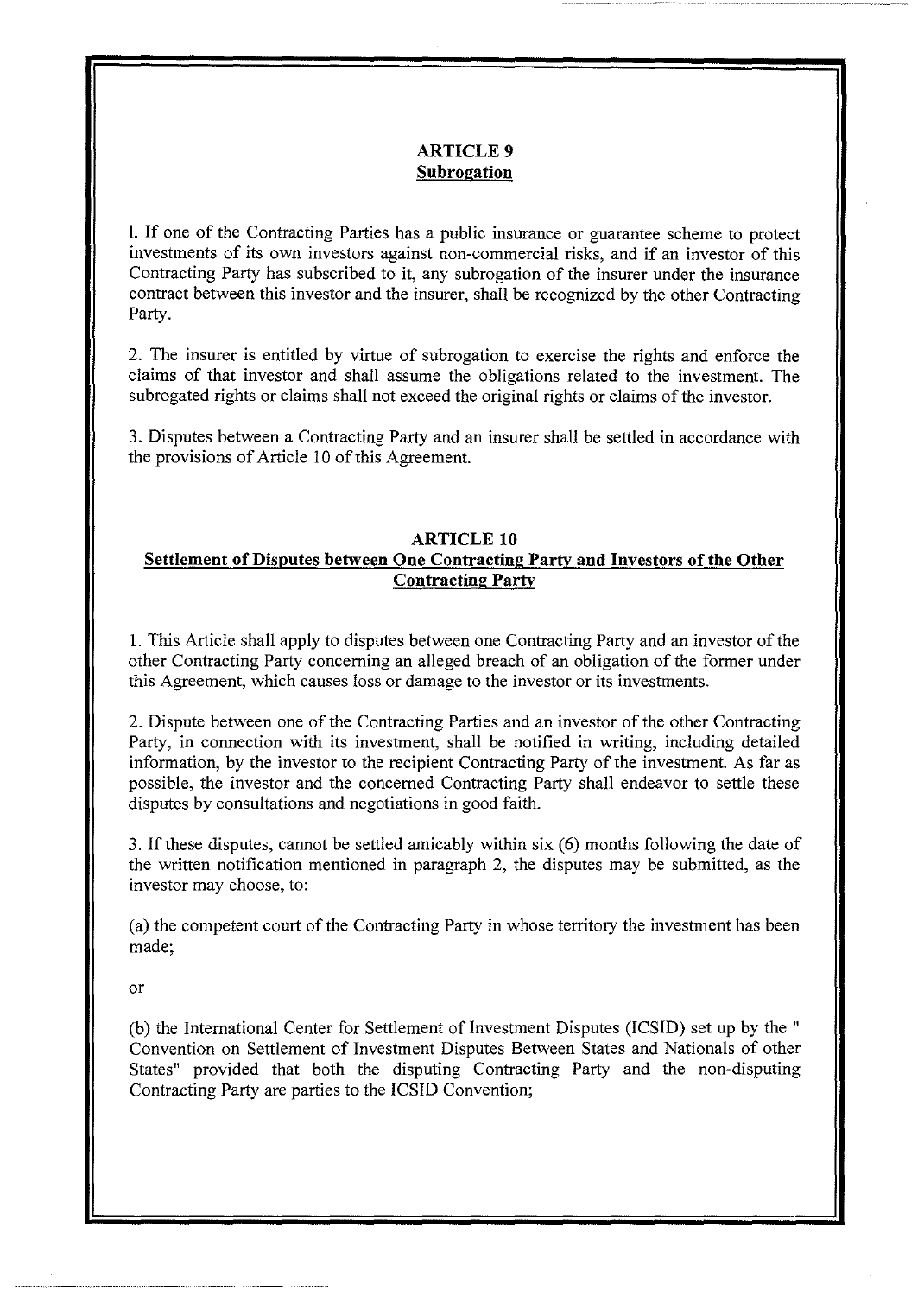## ARTICLE 9
## Subrogation

l. If one of the Contracting Parties has a public insurance or guarantee scheme to protect investments of its own investors against non-commercial risks, and if an investor of this Contracting Party has subscribed to it, any subrogation of the insurer under the insurance contract between this investor and the insurer, shall be recognized by the other Contracting Party.

2. The insurer is entitled by virtue of subrogation to exercise the rights and enforce the claims of that investor and shall assume the obligations related to the investment. The subrogated rights or claims shall not exceed the original rights or claims of the investor.

3. Disputes between a Contracting Party and an insurer shall be settled in accordance with the provisions of Article 10 of this Agreement.

## ARTICLE 10
## Settlement of Disputes between One Contracting Party and Investors of the Other Contracting Party

1. This Article shall apply to disputes between one Contracting Party and an investor of the other Contracting Party concerning an alleged breach of an obligation of the former under this Agreement, which causes loss or damage to the investor or its investments.

2. Dispute between one of the Contracting Parties and an investor of the other Contracting Party, in connection with its investment, shall be notified in writing, including detailed information, by the investor to the recipient Contracting Party of the investment. As far as possible, the investor and the concerned Contracting Party shall endeavor to settle these disputes by consultations and negotiations in good faith.

3. If these disputes, cannot be settled amicably within six (6) months following the date of the written notification mentioned in paragraph 2, the disputes may be submitted, as the investor may choose, to:

(a) the competent court of the Contracting Party in whose territory the investment has been made;

or

(b) the International Center for Settlement of Investment Disputes (ICSID) set up by the " Convention on Settlement of Investment Disputes Between States and Nationals of other States" provided that both the disputing Contracting Party and the non-disputing Contracting Party are parties to the ICSID Convention;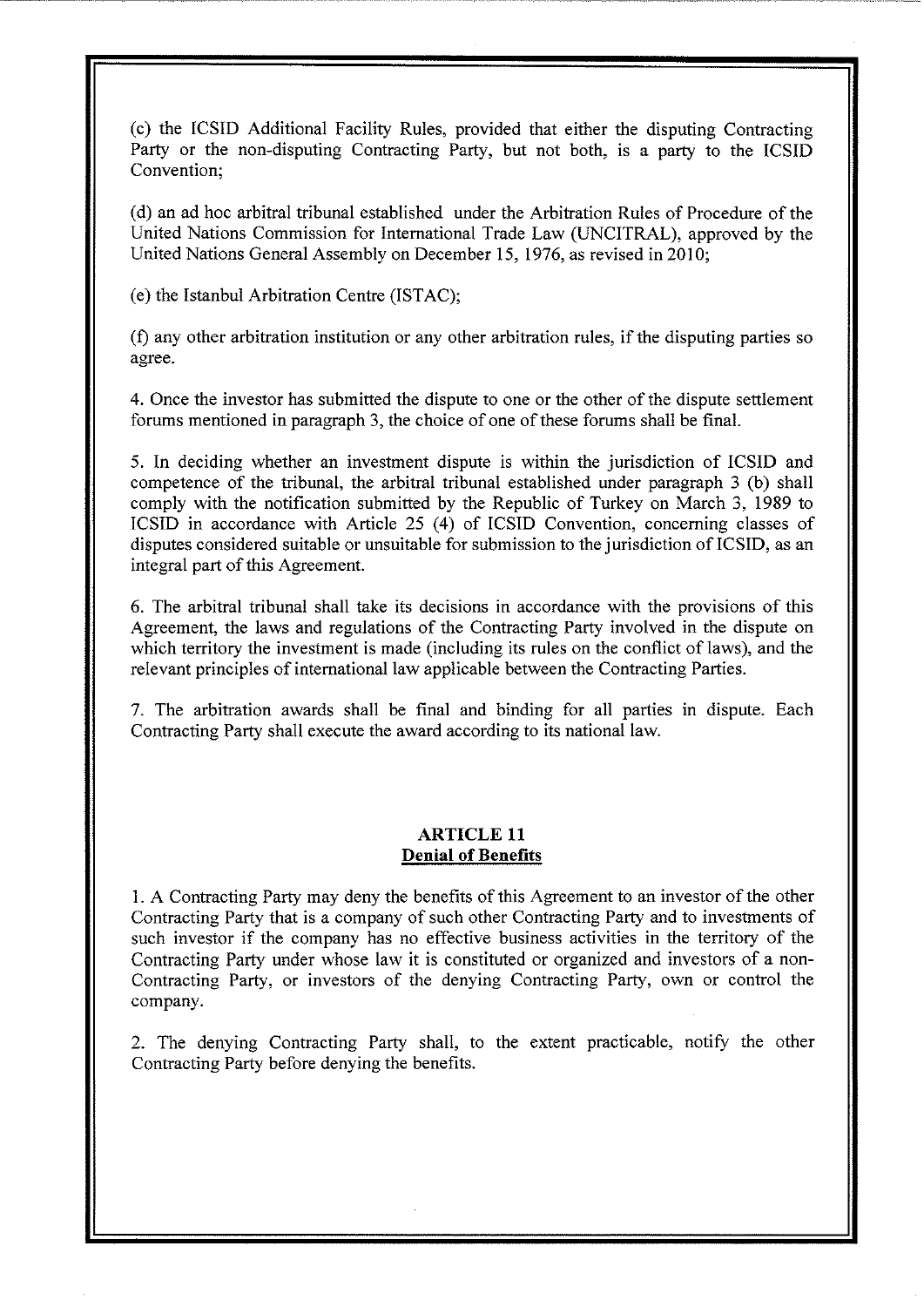(c) the ICSID Additional Facility Rules, provided that either the disputing Contracting Party or the non-disputing Contracting Party, but not both, is a party to the ICSID Convention;

(d) an ad hoc arbitral tribunal established under the Arbitration Rules of Procedure of the United Nations Commission for International Trade Law (UNCITRAL), approved by the United Nations General Assembly on December 15, 1976, as revised in 2010;

(e) the Istanbul Arbitration Centre (ISTAC);

(f) any other arbitration institution or any other arbitration rules, if the disputing parties so agree.

4. Once the investor has submitted the dispute to one or the other of the dispute settlement forums mentioned in paragraph 3, the choice of one of these forums shall be final.

5. In deciding whether an investment dispute is within the jurisdiction of ICSID and competence of the tribunal, the arbitral tribunal established under paragraph 3 (b) shall comply with the notification submitted by the Republic of Turkey on March 3, 1989 to ICSID in accordance with Article 25 (4) of ICSID Convention, concerning classes of disputes considered suitable or unsuitable for submission to the jurisdiction of ICSID, as an integral part of this Agreement.

6. The arbitral tribunal shall take its decisions in accordance with the provisions of this Agreement, the laws and regulations of the Contracting Party involved in the dispute on which territory the investment is made (including its rules on the conflict of laws), and the relevant principles of international law applicable between the Contracting Parties.

7. The arbitration awards shall be final and binding for all parties in dispute. Each Contracting Party shall execute the award according to its national law.

## ARTICLE 11
## Denial of Benefits

1. A Contracting Party may deny the benefits of this Agreement to an investor of the other Contracting Party that is a company of such other Contracting Party and to investments of such investor if the company has no effective business activities in the territory of the Contracting Party under whose law it is constituted or organized and investors of a non-Contracting Party, or investors of the denying Contracting Party, own or control the company.

2. The denying Contracting Party shall, to the extent practicable, notify the other Contracting Party before denying the benefits.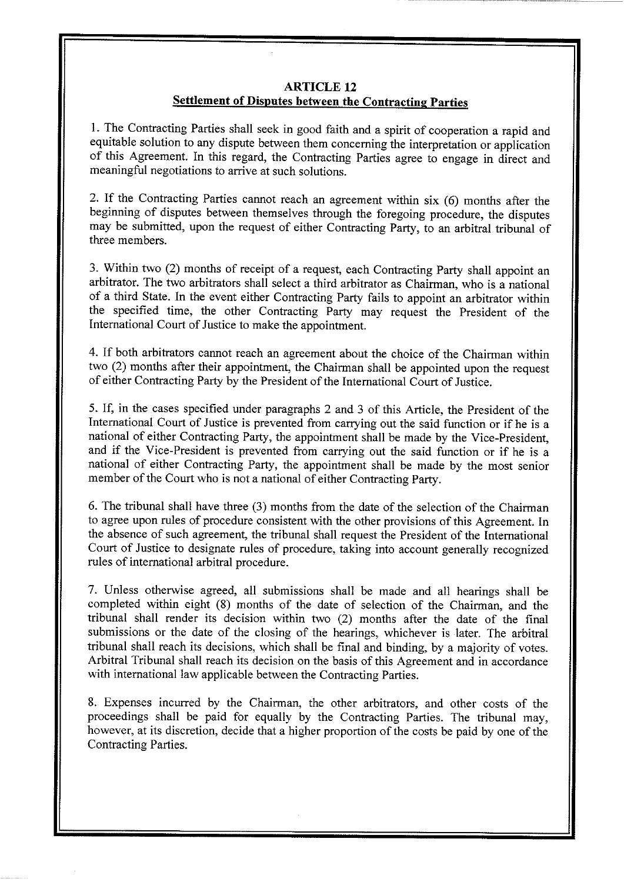## ARTICLE 12
**Settlement of Disputes between the Contracting Parties**

1. The Contracting Parties shall seek in good faith and a spirit of cooperation a rapid and equitable solution to any dispute between them concerning the interpretation or application of this Agreement. In this regard, the Contracting Parties agree to engage in direct and meaningful negotiations to arrive at such solutions.

2. If the Contracting Parties cannot reach an agreement within six (6) months after the beginning of disputes between themselves through the foregoing procedure, the disputes may be submitted, upon the request of either Contracting Party, to an arbitral tribunal of three members.

3. Within two (2) months of receipt of a request, each Contracting Party shall appoint an arbitrator. The two arbitrators shall select a third arbitrator as Chairman, who is a national of a third State. In the event either Contracting Party fails to appoint an arbitrator within the specified time, the other Contracting Party may request the President of the International Court of Justice to make the appointment.

4. If both arbitrators cannot reach an agreement about the choice of the Chairman within two (2) months after their appointment, the Chairman shall be appointed upon the request of either Contracting Party by the President of the International Court of Justice.

5. If, in the cases specified under paragraphs 2 and 3 of this Article, the President of the International Court of Justice is prevented from carrying out the said function or if he is a national of either Contracting Party, the appointment shall be made by the Vice-President, and if the Vice-President is prevented from carrying out the said function or if he is a national of either Contracting Party, the appointment shall be made by the most senior member of the Court who is not a national of either Contracting Party.

6. The tribunal shall have three (3) months from the date of the selection of the Chairman to agree upon rules of procedure consistent with the other provisions of this Agreement. In the absence of such agreement, the tribunal shall request the President of the International Court of Justice to designate rules of procedure, taking into account generally recognized rules of international arbitral procedure.

7. Unless otherwise agreed, all submissions shall be made and all hearings shall be completed within eight (8) months of the date of selection of the Chairman, and the tribunal shall render its decision within two (2) months after the date of the final submissions or the date of the closing of the hearings, whichever is later. The arbitral tribunal shall reach its decisions, which shall be final and binding, by a majority of votes. Arbitral Tribunal shall reach its decision on the basis of this Agreement and in accordance with international law applicable between the Contracting Parties.

8. Expenses incurred by the Chairman, the other arbitrators, and other costs of the proceedings shall be paid for equally by the Contracting Parties. The tribunal may, however, at its discretion, decide that a higher proportion of the costs be paid by one of the Contracting Parties.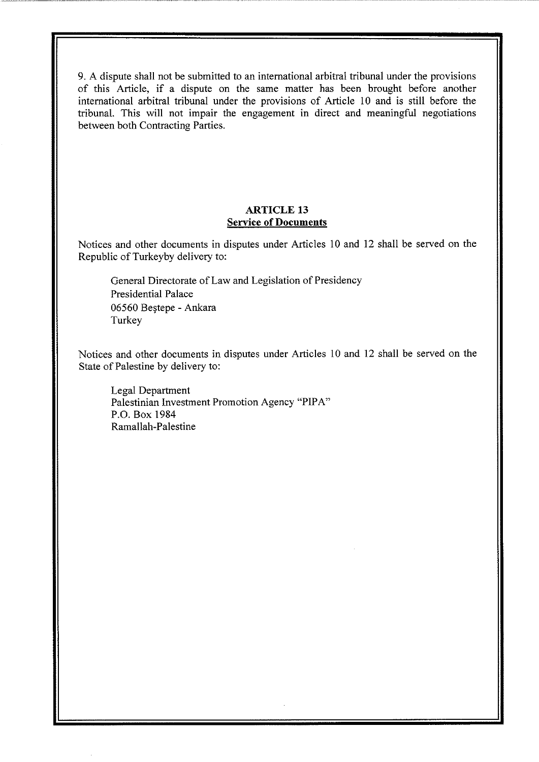9. A dispute shall not be submitted to an international arbitral tribunal under the provisions of this Article, if a dispute on the same matter has been brought before another international arbitral tribunal under the provisions of Article 10 and is still before the tribunal. This will not impair the engagement in direct and meaningful negotiations between both Contracting Parties.

## ARTICLE 13
## Service of Documents

Notices and other documents in disputes under Articles 10 and 12 shall be served on the Republic of Turkeyby delivery to:

General Directorate of Law and Legislation of Presidency
Presidential Palace
06560 Beştepe - Ankara
Turkey

Notices and other documents in disputes under Articles 10 and 12 shall be served on the State of Palestine by delivery to:

Legal Department
Palestinian Investment Promotion Agency "PIPA"
P.O. Box 1984
Ramallah-Palestine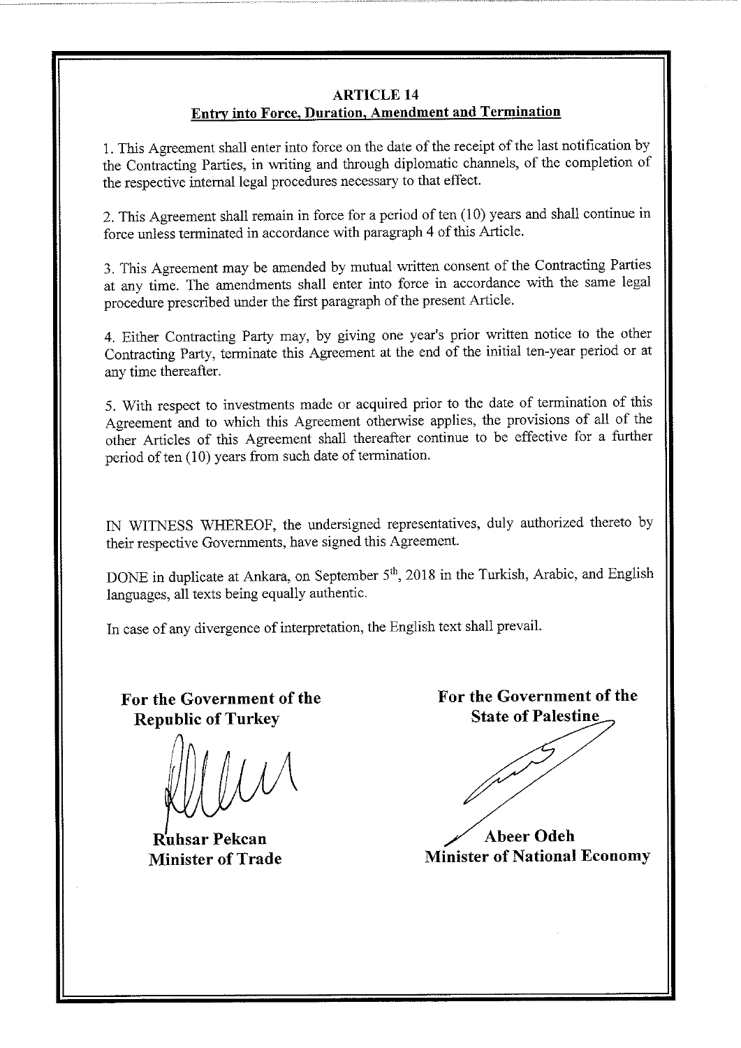## ARTICLE 14

### Entry into Force, Duration, Amendment and Termination

1. This Agreement shall enter into force on the date of the receipt of the last notification by the Contracting Parties, in writing and through diplomatic channels, of the completion of the respective internal legal procedures necessary to that effect.

2. This Agreement shall remain in force for a period of ten (10) years and shall continue in force unless terminated in accordance with paragraph 4 of this Article.

3. This Agreement may be amended by mutual written consent of the Contracting Parties at any time. The amendments shall enter into force in accordance with the same legal procedure prescribed under the first paragraph of the present Article.

4. Either Contracting Party may, by giving one year's prior written notice to the other Contracting Party, terminate this Agreement at the end of the initial ten-year period or at any time thereafter.

5. With respect to investments made or acquired prior to the date of termination of this Agreement and to which this Agreement otherwise applies, the provisions of all of the other Articles of this Agreement shall thereafter continue to be effective for a further period of ten (10) years from such date of termination.

IN WITNESS WHEREOF, the undersigned representatives, duly authorized thereto by their respective Governments, have signed this Agreement.

DONE in duplicate at Ankara, on September 5th, 2018 in the Turkish, Arabic, and English languages, all texts being equally authentic.

In case of any divergence of interpretation, the English text shall prevail.

| For the Government of the Republic of Turkey | For the Government of the State of Palestine |
|---|---|
| **Ruhsar Pekcan** | **Abeer Odeh** |
| **Minister of Trade** | **Minister of National Economy** |